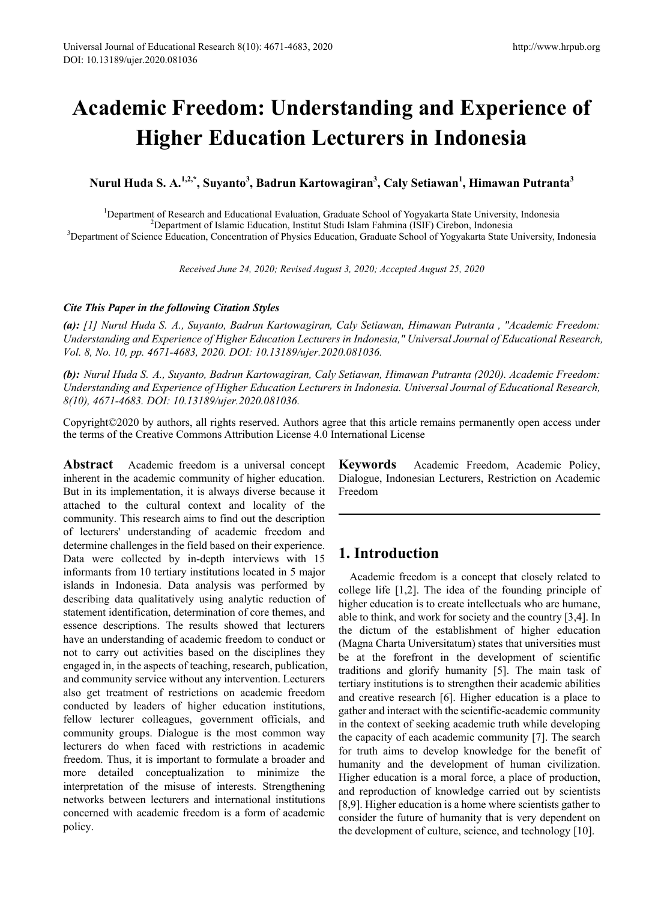# Academic Freedom: Understanding and Experience of Higher Education Lecturers in Indonesia

**Nurul Huda S. A.[1,2,*], Suyanto[3], Badrun Kartowagiran[3], Caly Setiawan[1], Himawan Putranta[3]**

[1]Department of Research and Educational Evaluation, Graduate School of Yogyakarta State University, Indonesia
[2]Department of Islamic Education, Institut Studi Islam Fahmina (ISIF) Cirebon, Indonesia
[3]Department of Science Education, Concentration of Physics Education, Graduate School of Yogyakarta State University, Indonesia

*Received June 24, 2020; Revised August 3, 2020; Accepted August 25, 2020*

***Cite This Paper in the following Citation Styles***

***(a):*** *[1] Nurul Huda S. A., Suyanto, Badrun Kartowagiran, Caly Setiawan, Himawan Putranta , "Academic Freedom: Understanding and Experience of Higher Education Lecturers in Indonesia," Universal Journal of Educational Research, Vol. 8, No. 10, pp. 4671-4683, 2020. DOI: 10.13189/ujer.2020.081036.*

***(b):*** *Nurul Huda S. A., Suyanto, Badrun Kartowagiran, Caly Setiawan, Himawan Putranta (2020). Academic Freedom: Understanding and Experience of Higher Education Lecturers in Indonesia. Universal Journal of Educational Research, 8(10), 4671-4683. DOI: 10.13189/ujer.2020.081036.*

Copyright©2020 by authors, all rights reserved. Authors agree that this article remains permanently open access under the terms of the Creative Commons Attribution License 4.0 International License

**Abstract** Academic freedom is a universal concept inherent in the academic community of higher education. But in its implementation, it is always diverse because it attached to the cultural context and locality of the community. This research aims to find out the description of lecturers' understanding of academic freedom and determine challenges in the field based on their experience. Data were collected by in-depth interviews with 15 informants from 10 tertiary institutions located in 5 major islands in Indonesia. Data analysis was performed by describing data qualitatively using analytic reduction of statement identification, determination of core themes, and essence descriptions. The results showed that lecturers have an understanding of academic freedom to conduct or not to carry out activities based on the disciplines they engaged in, in the aspects of teaching, research, publication, and community service without any intervention. Lecturers also get treatment of restrictions on academic freedom conducted by leaders of higher education institutions, fellow lecturer colleagues, government officials, and community groups. Dialogue is the most common way lecturers do when faced with restrictions in academic freedom. Thus, it is important to formulate a broader and more detailed conceptualization to minimize the interpretation of the misuse of interests. Strengthening networks between lecturers and international institutions concerned with academic freedom is a form of academic policy.

**Keywords** Academic Freedom, Academic Policy, Dialogue, Indonesian Lecturers, Restriction on Academic Freedom

## 1. Introduction

Academic freedom is a concept that closely related to college life [1,2]. The idea of the founding principle of higher education is to create intellectuals who are humane, able to think, and work for society and the country [3,4]. In the dictum of the establishment of higher education (Magna Charta Universitatum) states that universities must be at the forefront in the development of scientific traditions and glorify humanity [5]. The main task of tertiary institutions is to strengthen their academic abilities and creative research [6]. Higher education is a place to gather and interact with the scientific-academic community in the context of seeking academic truth while developing the capacity of each academic community [7]. The search for truth aims to develop knowledge for the benefit of humanity and the development of human civilization. Higher education is a moral force, a place of production, and reproduction of knowledge carried out by scientists [8,9]. Higher education is a home where scientists gather to consider the future of humanity that is very dependent on the development of culture, science, and technology [10].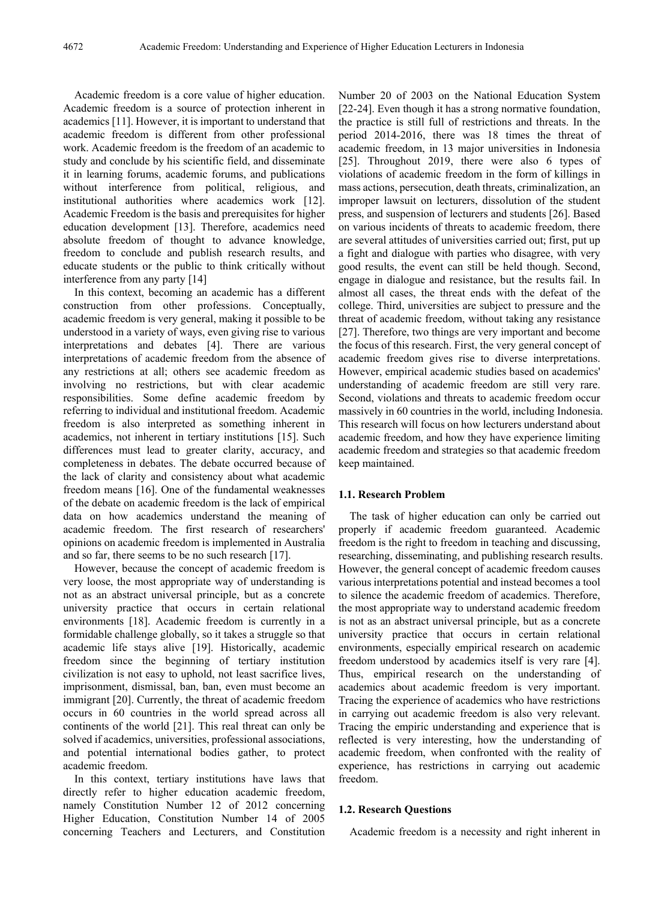Academic freedom is a core value of higher education. Academic freedom is a source of protection inherent in academics [11]. However, it is important to understand that academic freedom is different from other professional work. Academic freedom is the freedom of an academic to study and conclude by his scientific field, and disseminate it in learning forums, academic forums, and publications without interference from political, religious, and institutional authorities where academics work [12]. Academic Freedom is the basis and prerequisites for higher education development [13]. Therefore, academics need absolute freedom of thought to advance knowledge, freedom to conclude and publish research results, and educate students or the public to think critically without interference from any party [14]

In this context, becoming an academic has a different construction from other professions. Conceptually, academic freedom is very general, making it possible to be understood in a variety of ways, even giving rise to various interpretations and debates [4]. There are various interpretations of academic freedom from the absence of any restrictions at all; others see academic freedom as involving no restrictions, but with clear academic responsibilities. Some define academic freedom by referring to individual and institutional freedom. Academic freedom is also interpreted as something inherent in academics, not inherent in tertiary institutions [15]. Such differences must lead to greater clarity, accuracy, and completeness in debates. The debate occurred because of the lack of clarity and consistency about what academic freedom means [16]. One of the fundamental weaknesses of the debate on academic freedom is the lack of empirical data on how academics understand the meaning of academic freedom. The first research of researchers' opinions on academic freedom is implemented in Australia and so far, there seems to be no such research [17].

However, because the concept of academic freedom is very loose, the most appropriate way of understanding is not as an abstract universal principle, but as a concrete university practice that occurs in certain relational environments [18]. Academic freedom is currently in a formidable challenge globally, so it takes a struggle so that academic life stays alive [19]. Historically, academic freedom since the beginning of tertiary institution civilization is not easy to uphold, not least sacrifice lives, imprisonment, dismissal, ban, ban, even must become an immigrant [20]. Currently, the threat of academic freedom occurs in 60 countries in the world spread across all continents of the world [21]. This real threat can only be solved if academics, universities, professional associations, and potential international bodies gather, to protect academic freedom.

In this context, tertiary institutions have laws that directly refer to higher education academic freedom, namely Constitution Number 12 of 2012 concerning Higher Education, Constitution Number 14 of 2005 concerning Teachers and Lecturers, and Constitution Number 20 of 2003 on the National Education System [22-24]. Even though it has a strong normative foundation, the practice is still full of restrictions and threats. In the period 2014-2016, there was 18 times the threat of academic freedom, in 13 major universities in Indonesia [25]. Throughout 2019, there were also 6 types of violations of academic freedom in the form of killings in mass actions, persecution, death threats, criminalization, an improper lawsuit on lecturers, dissolution of the student press, and suspension of lecturers and students [26]. Based on various incidents of threats to academic freedom, there are several attitudes of universities carried out; first, put up a fight and dialogue with parties who disagree, with very good results, the event can still be held though. Second, engage in dialogue and resistance, but the results fail. In almost all cases, the threat ends with the defeat of the college. Third, universities are subject to pressure and the threat of academic freedom, without taking any resistance [27]. Therefore, two things are very important and become the focus of this research. First, the very general concept of academic freedom gives rise to diverse interpretations. However, empirical academic studies based on academics' understanding of academic freedom are still very rare. Second, violations and threats to academic freedom occur massively in 60 countries in the world, including Indonesia. This research will focus on how lecturers understand about academic freedom, and how they have experience limiting academic freedom and strategies so that academic freedom keep maintained.

### 1.1. Research Problem

The task of higher education can only be carried out properly if academic freedom guaranteed. Academic freedom is the right to freedom in teaching and discussing, researching, disseminating, and publishing research results. However, the general concept of academic freedom causes various interpretations potential and instead becomes a tool to silence the academic freedom of academics. Therefore, the most appropriate way to understand academic freedom is not as an abstract universal principle, but as a concrete university practice that occurs in certain relational environments, especially empirical research on academic freedom understood by academics itself is very rare [4]. Thus, empirical research on the understanding of academics about academic freedom is very important. Tracing the experience of academics who have restrictions in carrying out academic freedom is also very relevant. Tracing the empiric understanding and experience that is reflected is very interesting, how the understanding of academic freedom, when confronted with the reality of experience, has restrictions in carrying out academic freedom.

### 1.2. Research Questions

Academic freedom is a necessity and right inherent in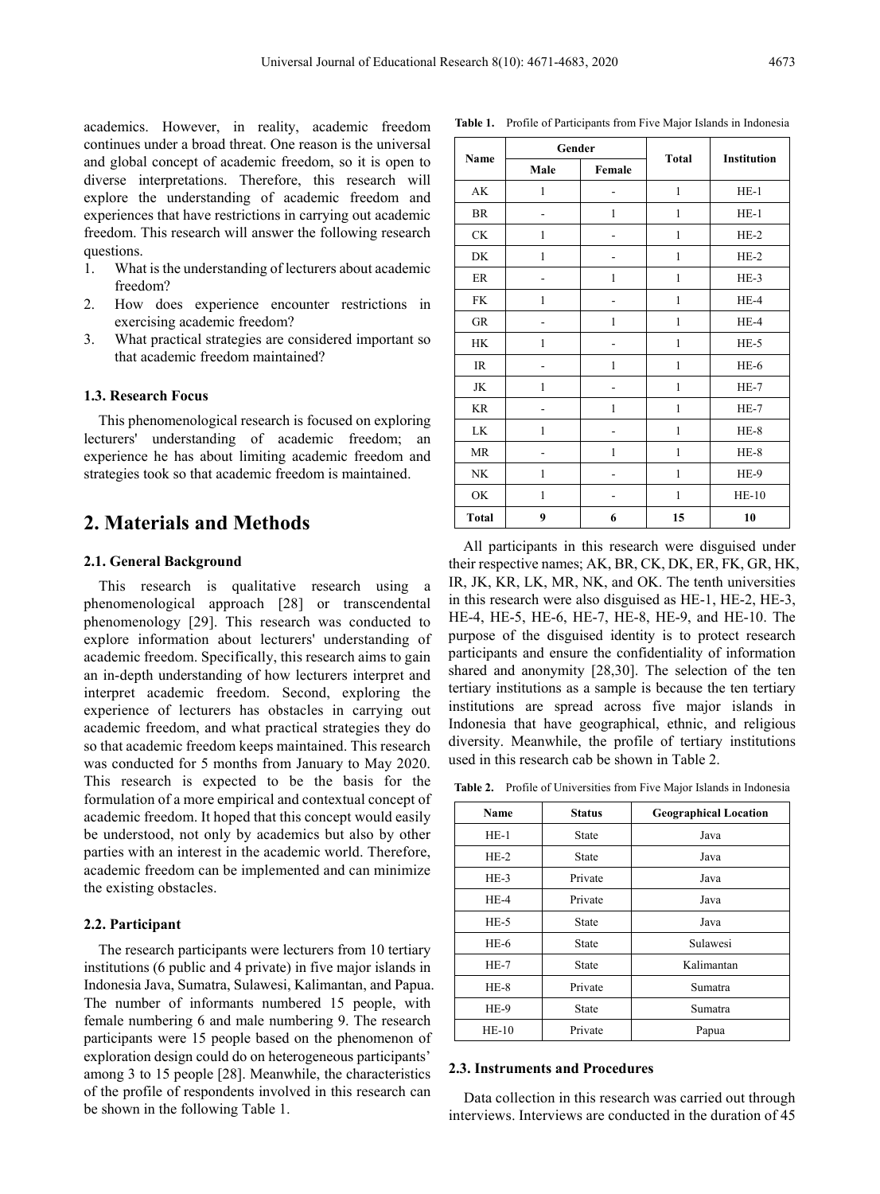academics. However, in reality, academic freedom continues under a broad threat. One reason is the universal and global concept of academic freedom, so it is open to diverse interpretations. Therefore, this research will explore the understanding of academic freedom and experiences that have restrictions in carrying out academic freedom. This research will answer the following research questions.

1. What is the understanding of lecturers about academic freedom?
2. How does experience encounter restrictions in exercising academic freedom?
3. What practical strategies are considered important so that academic freedom maintained?

### 1.3. Research Focus

This phenomenological research is focused on exploring lecturers' understanding of academic freedom; an experience he has about limiting academic freedom and strategies took so that academic freedom is maintained.

## 2. Materials and Methods

### 2.1. General Background

This research is qualitative research using a phenomenological approach [28] or transcendental phenomenology [29]. This research was conducted to explore information about lecturers' understanding of academic freedom. Specifically, this research aims to gain an in-depth understanding of how lecturers interpret and interpret academic freedom. Second, exploring the experience of lecturers has obstacles in carrying out academic freedom, and what practical strategies they do so that academic freedom keeps maintained. This research was conducted for 5 months from January to May 2020. This research is expected to be the basis for the formulation of a more empirical and contextual concept of academic freedom. It hoped that this concept would easily be understood, not only by academics but also by other parties with an interest in the academic world. Therefore, academic freedom can be implemented and can minimize the existing obstacles.

### 2.2. Participant

The research participants were lecturers from 10 tertiary institutions (6 public and 4 private) in five major islands in Indonesia Java, Sumatra, Sulawesi, Kalimantan, and Papua. The number of informants numbered 15 people, with female numbering 6 and male numbering 9. The research participants were 15 people based on the phenomenon of exploration design could do on heterogeneous participants' among 3 to 15 people [28]. Meanwhile, the characteristics of the profile of respondents involved in this research can be shown in the following Table 1.

**Table 1.** Profile of Participants from Five Major Islands in Indonesia

| Name | Gender | | Total | Institution |
|---|---|---|---|---|
| | Male | Female | | |
| AK | 1 | - | 1 | HE-1 |
| BR | - | 1 | 1 | HE-1 |
| CK | 1 | - | 1 | HE-2 |
| DK | 1 | - | 1 | HE-2 |
| ER | - | 1 | 1 | HE-3 |
| FK | 1 | - | 1 | HE-4 |
| GR | - | 1 | 1 | HE-4 |
| HK | 1 | - | 1 | HE-5 |
| IR | - | 1 | 1 | HE-6 |
| JK | 1 | - | 1 | HE-7 |
| KR | - | 1 | 1 | HE-7 |
| LK | 1 | - | 1 | HE-8 |
| MR | - | 1 | 1 | HE-8 |
| NK | 1 | - | 1 | HE-9 |
| OK | 1 | - | 1 | HE-10 |
| **Total** | **9** | **6** | **15** | **10** |

All participants in this research were disguised under their respective names; AK, BR, CK, DK, ER, FK, GR, HK, IR, JK, KR, LK, MR, NK, and OK. The tenth universities in this research were also disguised as HE-1, HE-2, HE-3, HE-4, HE-5, HE-6, HE-7, HE-8, HE-9, and HE-10. The purpose of the disguised identity is to protect research participants and ensure the confidentiality of information shared and anonymity [28,30]. The selection of the ten tertiary institutions as a sample is because the ten tertiary institutions are spread across five major islands in Indonesia that have geographical, ethnic, and religious diversity. Meanwhile, the profile of tertiary institutions used in this research cab be shown in Table 2.

**Table 2.** Profile of Universities from Five Major Islands in Indonesia

| Name | Status | Geographical Location |
|---|---|---|
| HE-1 | State | Java |
| HE-2 | State | Java |
| HE-3 | Private | Java |
| HE-4 | Private | Java |
| HE-5 | State | Java |
| HE-6 | State | Sulawesi |
| HE-7 | State | Kalimantan |
| HE-8 | Private | Sumatra |
| HE-9 | State | Sumatra |
| HE-10 | Private | Papua |

### 2.3. Instruments and Procedures

Data collection in this research was carried out through interviews. Interviews are conducted in the duration of 45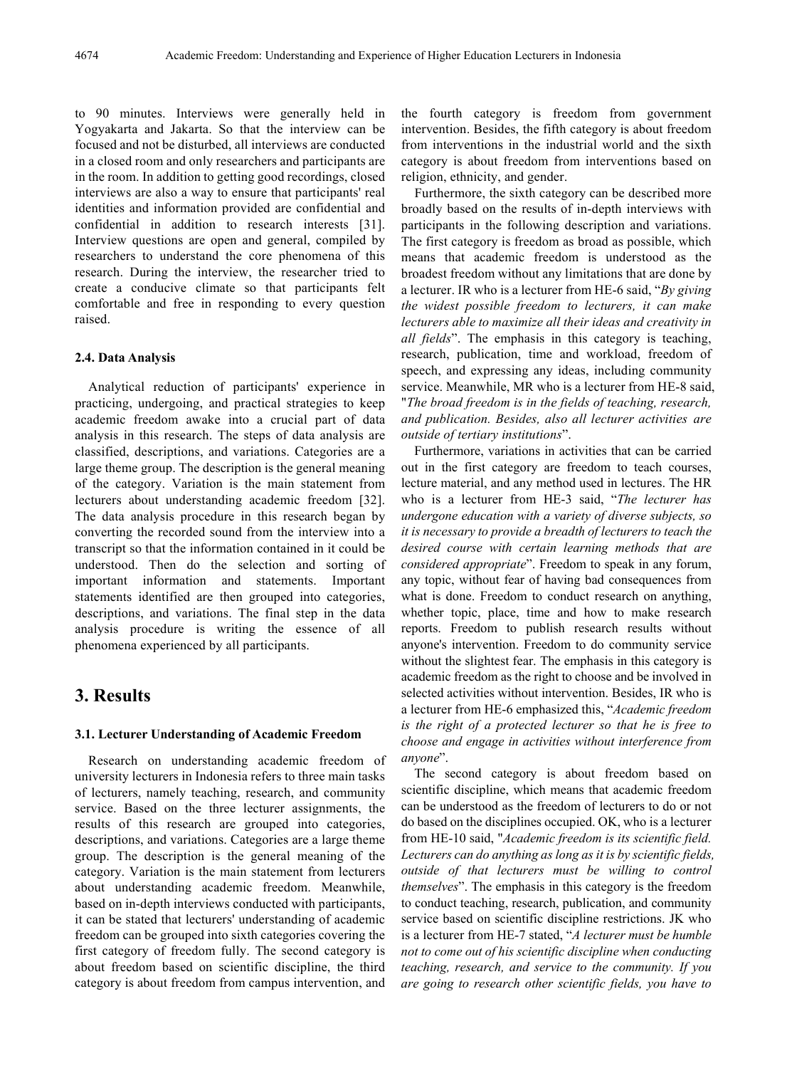to 90 minutes. Interviews were generally held in Yogyakarta and Jakarta. So that the interview can be focused and not be disturbed, all interviews are conducted in a closed room and only researchers and participants are in the room. In addition to getting good recordings, closed interviews are also a way to ensure that participants' real identities and information provided are confidential and confidential in addition to research interests [31]. Interview questions are open and general, compiled by researchers to understand the core phenomena of this research. During the interview, the researcher tried to create a conducive climate so that participants felt comfortable and free in responding to every question raised.

### 2.4. Data Analysis

Analytical reduction of participants' experience in practicing, undergoing, and practical strategies to keep academic freedom awake into a crucial part of data analysis in this research. The steps of data analysis are classified, descriptions, and variations. Categories are a large theme group. The description is the general meaning of the category. Variation is the main statement from lecturers about understanding academic freedom [32]. The data analysis procedure in this research began by converting the recorded sound from the interview into a transcript so that the information contained in it could be understood. Then do the selection and sorting of important information and statements. Important statements identified are then grouped into categories, descriptions, and variations. The final step in the data analysis procedure is writing the essence of all phenomena experienced by all participants.

## 3. Results

### 3.1. Lecturer Understanding of Academic Freedom

Research on understanding academic freedom of university lecturers in Indonesia refers to three main tasks of lecturers, namely teaching, research, and community service. Based on the three lecturer assignments, the results of this research are grouped into categories, descriptions, and variations. Categories are a large theme group. The description is the general meaning of the category. Variation is the main statement from lecturers about understanding academic freedom. Meanwhile, based on in-depth interviews conducted with participants, it can be stated that lecturers' understanding of academic freedom can be grouped into sixth categories covering the first category of freedom fully. The second category is about freedom based on scientific discipline, the third category is about freedom from campus intervention, and the fourth category is freedom from government intervention. Besides, the fifth category is about freedom from interventions in the industrial world and the sixth category is about freedom from interventions based on religion, ethnicity, and gender.

Furthermore, the sixth category can be described more broadly based on the results of in-depth interviews with participants in the following description and variations. The first category is freedom as broad as possible, which means that academic freedom is understood as the broadest freedom without any limitations that are done by a lecturer. IR who is a lecturer from HE-6 said, "*By giving the widest possible freedom to lecturers, it can make lecturers able to maximize all their ideas and creativity in all fields*". The emphasis in this category is teaching, research, publication, time and workload, freedom of speech, and expressing any ideas, including community service. Meanwhile, MR who is a lecturer from HE-8 said, "*The broad freedom is in the fields of teaching, research, and publication. Besides, also all lecturer activities are outside of tertiary institutions*".

Furthermore, variations in activities that can be carried out in the first category are freedom to teach courses, lecture material, and any method used in lectures. The HR who is a lecturer from HE-3 said, "*The lecturer has undergone education with a variety of diverse subjects, so it is necessary to provide a breadth of lecturers to teach the desired course with certain learning methods that are considered appropriate*". Freedom to speak in any forum, any topic, without fear of having bad consequences from what is done. Freedom to conduct research on anything, whether topic, place, time and how to make research reports. Freedom to publish research results without anyone's intervention. Freedom to do community service without the slightest fear. The emphasis in this category is academic freedom as the right to choose and be involved in selected activities without intervention. Besides, IR who is a lecturer from HE-6 emphasized this, "*Academic freedom is the right of a protected lecturer so that he is free to choose and engage in activities without interference from anyone*".

The second category is about freedom based on scientific discipline, which means that academic freedom can be understood as the freedom of lecturers to do or not do based on the disciplines occupied. OK, who is a lecturer from HE-10 said, "*Academic freedom is its scientific field. Lecturers can do anything as long as it is by scientific fields, outside of that lecturers must be willing to control themselves*". The emphasis in this category is the freedom to conduct teaching, research, publication, and community service based on scientific discipline restrictions. JK who is a lecturer from HE-7 stated, "*A lecturer must be humble not to come out of his scientific discipline when conducting teaching, research, and service to the community. If you are going to research other scientific fields, you have to*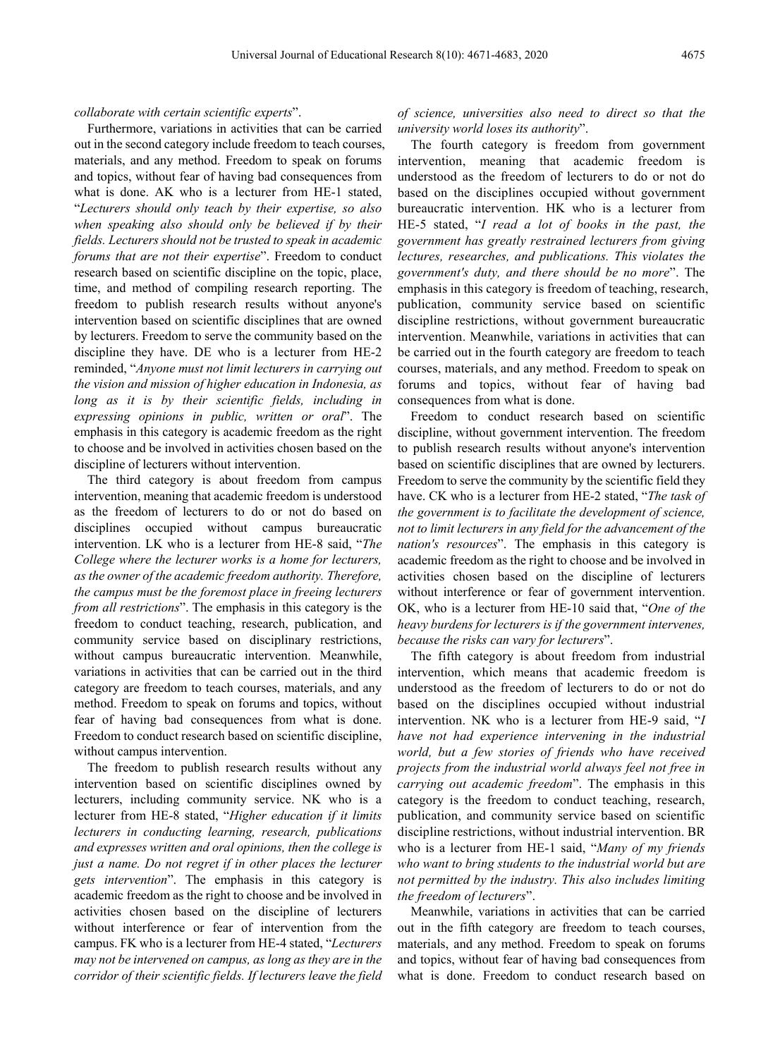*collaborate with certain scientific experts*".

Furthermore, variations in activities that can be carried out in the second category include freedom to teach courses, materials, and any method. Freedom to speak on forums and topics, without fear of having bad consequences from what is done. AK who is a lecturer from HE-1 stated, "*Lecturers should only teach by their expertise, so also when speaking also should only be believed if by their fields. Lecturers should not be trusted to speak in academic forums that are not their expertise*". Freedom to conduct research based on scientific discipline on the topic, place, time, and method of compiling research reporting. The freedom to publish research results without anyone's intervention based on scientific disciplines that are owned by lecturers. Freedom to serve the community based on the discipline they have. DE who is a lecturer from HE-2 reminded, "*Anyone must not limit lecturers in carrying out the vision and mission of higher education in Indonesia, as long as it is by their scientific fields, including in expressing opinions in public, written or oral*". The emphasis in this category is academic freedom as the right to choose and be involved in activities chosen based on the discipline of lecturers without intervention.

The third category is about freedom from campus intervention, meaning that academic freedom is understood as the freedom of lecturers to do or not do based on disciplines occupied without campus bureaucratic intervention. LK who is a lecturer from HE-8 said, "*The College where the lecturer works is a home for lecturers, as the owner of the academic freedom authority. Therefore, the campus must be the foremost place in freeing lecturers from all restrictions*". The emphasis in this category is the freedom to conduct teaching, research, publication, and community service based on disciplinary restrictions, without campus bureaucratic intervention. Meanwhile, variations in activities that can be carried out in the third category are freedom to teach courses, materials, and any method. Freedom to speak on forums and topics, without fear of having bad consequences from what is done. Freedom to conduct research based on scientific discipline, without campus intervention.

The freedom to publish research results without any intervention based on scientific disciplines owned by lecturers, including community service. NK who is a lecturer from HE-8 stated, "*Higher education if it limits lecturers in conducting learning, research, publications and expresses written and oral opinions, then the college is just a name. Do not regret if in other places the lecturer gets intervention*". The emphasis in this category is academic freedom as the right to choose and be involved in activities chosen based on the discipline of lecturers without interference or fear of intervention from the campus. FK who is a lecturer from HE-4 stated, "*Lecturers may not be intervened on campus, as long as they are in the corridor of their scientific fields. If lecturers leave the field of science, universities also need to direct so that the university world loses its authority*".

The fourth category is freedom from government intervention, meaning that academic freedom is understood as the freedom of lecturers to do or not do based on the disciplines occupied without government bureaucratic intervention. HK who is a lecturer from HE-5 stated, "*I read a lot of books in the past, the government has greatly restrained lecturers from giving lectures, researches, and publications. This violates the government's duty, and there should be no more*". The emphasis in this category is freedom of teaching, research, publication, community service based on scientific discipline restrictions, without government bureaucratic intervention. Meanwhile, variations in activities that can be carried out in the fourth category are freedom to teach courses, materials, and any method. Freedom to speak on forums and topics, without fear of having bad consequences from what is done.

Freedom to conduct research based on scientific discipline, without government intervention. The freedom to publish research results without anyone's intervention based on scientific disciplines that are owned by lecturers. Freedom to serve the community by the scientific field they have. CK who is a lecturer from HE-2 stated, "*The task of the government is to facilitate the development of science, not to limit lecturers in any field for the advancement of the nation's resources*". The emphasis in this category is academic freedom as the right to choose and be involved in activities chosen based on the discipline of lecturers without interference or fear of government intervention. OK, who is a lecturer from HE-10 said that, "*One of the heavy burdens for lecturers is if the government intervenes, because the risks can vary for lecturers*".

The fifth category is about freedom from industrial intervention, which means that academic freedom is understood as the freedom of lecturers to do or not do based on the disciplines occupied without industrial intervention. NK who is a lecturer from HE-9 said, "*I have not had experience intervening in the industrial world, but a few stories of friends who have received projects from the industrial world always feel not free in carrying out academic freedom*". The emphasis in this category is the freedom to conduct teaching, research, publication, and community service based on scientific discipline restrictions, without industrial intervention. BR who is a lecturer from HE-1 said, "*Many of my friends who want to bring students to the industrial world but are not permitted by the industry. This also includes limiting the freedom of lecturers*".

Meanwhile, variations in activities that can be carried out in the fifth category are freedom to teach courses, materials, and any method. Freedom to speak on forums and topics, without fear of having bad consequences from what is done. Freedom to conduct research based on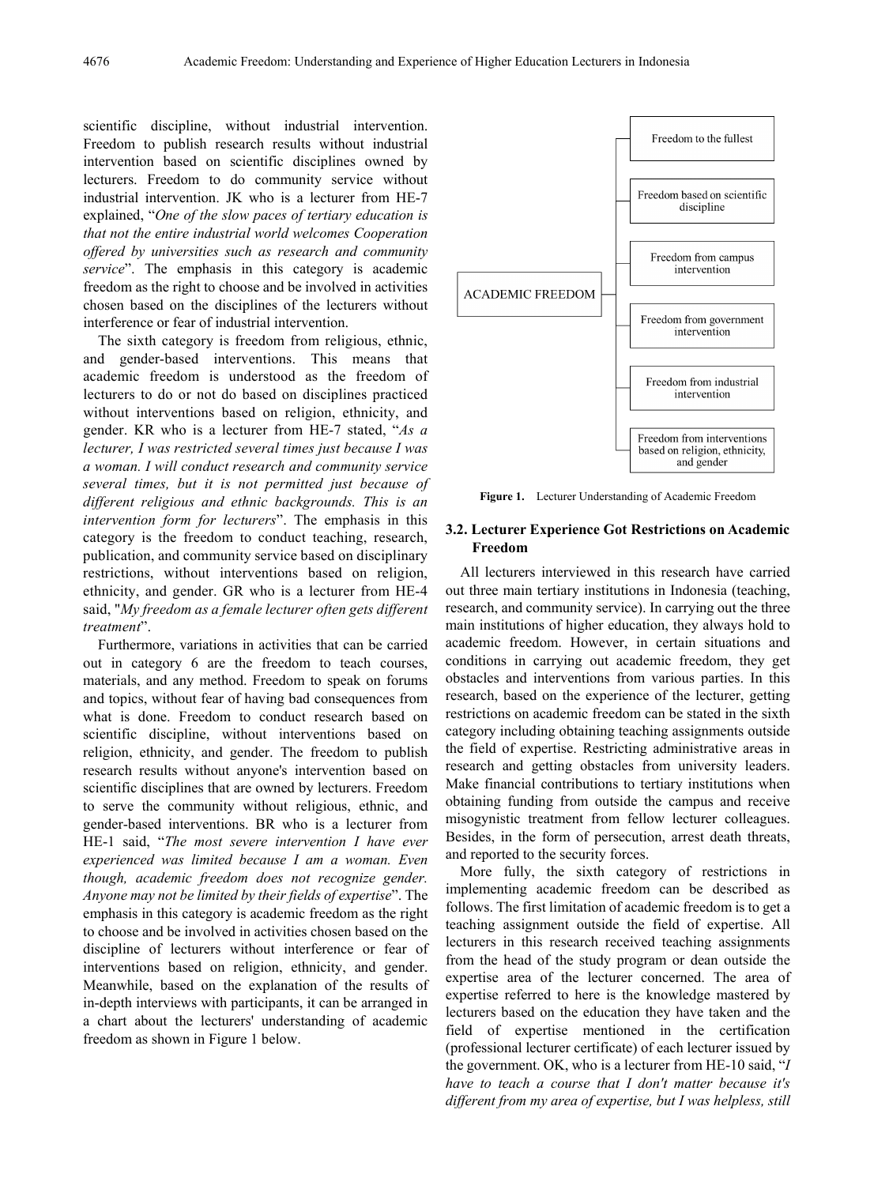scientific discipline, without industrial intervention. Freedom to publish research results without industrial intervention based on scientific disciplines owned by lecturers. Freedom to do community service without industrial intervention. JK who is a lecturer from HE-7 explained, "*One of the slow paces of tertiary education is that not the entire industrial world welcomes Cooperation offered by universities such as research and community service*". The emphasis in this category is academic freedom as the right to choose and be involved in activities chosen based on the disciplines of the lecturers without interference or fear of industrial intervention.

The sixth category is freedom from religious, ethnic, and gender-based interventions. This means that academic freedom is understood as the freedom of lecturers to do or not do based on disciplines practiced without interventions based on religion, ethnicity, and gender. KR who is a lecturer from HE-7 stated, "*As a lecturer, I was restricted several times just because I was a woman. I will conduct research and community service several times, but it is not permitted just because of different religious and ethnic backgrounds. This is an intervention form for lecturers*". The emphasis in this category is the freedom to conduct teaching, research, publication, and community service based on disciplinary restrictions, without interventions based on religion, ethnicity, and gender. GR who is a lecturer from HE-4 said, "*My freedom as a female lecturer often gets different treatment*".

Furthermore, variations in activities that can be carried out in category 6 are the freedom to teach courses, materials, and any method. Freedom to speak on forums and topics, without fear of having bad consequences from what is done. Freedom to conduct research based on scientific discipline, without interventions based on religion, ethnicity, and gender. The freedom to publish research results without anyone's intervention based on scientific disciplines that are owned by lecturers. Freedom to serve the community without religious, ethnic, and gender-based interventions. BR who is a lecturer from HE-1 said, "*The most severe intervention I have ever experienced was limited because I am a woman. Even though, academic freedom does not recognize gender. Anyone may not be limited by their fields of expertise*". The emphasis in this category is academic freedom as the right to choose and be involved in activities chosen based on the discipline of lecturers without interference or fear of interventions based on religion, ethnicity, and gender. Meanwhile, based on the explanation of the results of in-depth interviews with participants, it can be arranged in a chart about the lecturers' understanding of academic freedom as shown in Figure 1 below.

ACADEMIC FREEDOM
- Freedom to the fullest
- Freedom based on scientific discipline
- Freedom from campus intervention
- Freedom from government intervention
- Freedom from industrial intervention
- Freedom from interventions based on religion, ethnicity, and gender

**Figure 1.** Lecturer Understanding of Academic Freedom

### 3.2. Lecturer Experience Got Restrictions on Academic Freedom

All lecturers interviewed in this research have carried out three main tertiary institutions in Indonesia (teaching, research, and community service). In carrying out the three main institutions of higher education, they always hold to academic freedom. However, in certain situations and conditions in carrying out academic freedom, they get obstacles and interventions from various parties. In this research, based on the experience of the lecturer, getting restrictions on academic freedom can be stated in the sixth category including obtaining teaching assignments outside the field of expertise. Restricting administrative areas in research and getting obstacles from university leaders. Make financial contributions to tertiary institutions when obtaining funding from outside the campus and receive misogynistic treatment from fellow lecturer colleagues. Besides, in the form of persecution, arrest death threats, and reported to the security forces.

More fully, the sixth category of restrictions in implementing academic freedom can be described as follows. The first limitation of academic freedom is to get a teaching assignment outside the field of expertise. All lecturers in this research received teaching assignments from the head of the study program or dean outside the expertise area of the lecturer concerned. The area of expertise referred to here is the knowledge mastered by lecturers based on the education they have taken and the field of expertise mentioned in the certification (professional lecturer certificate) of each lecturer issued by the government. OK, who is a lecturer from HE-10 said, "*I have to teach a course that I don't matter because it's different from my area of expertise, but I was helpless, still*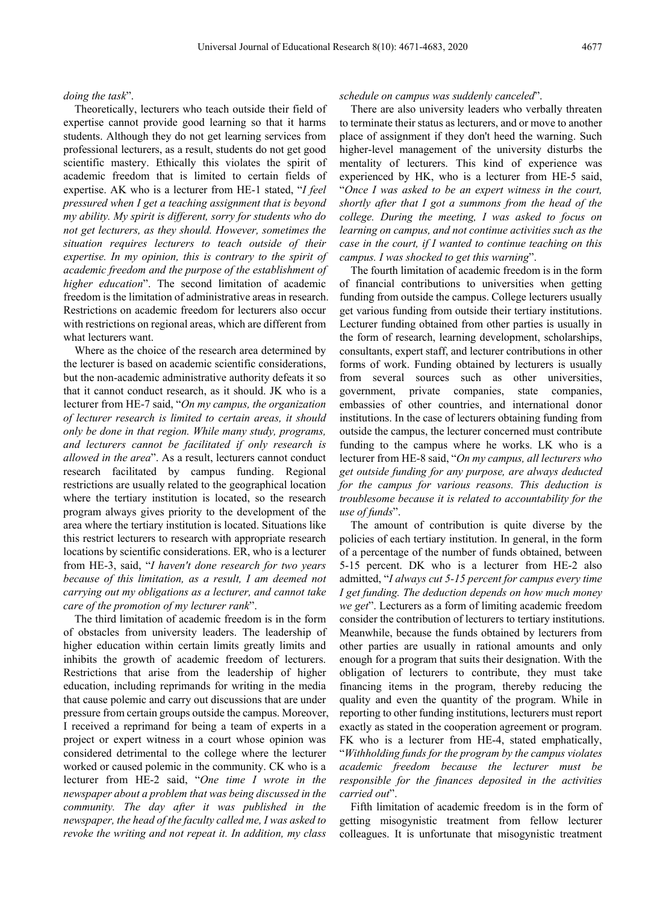*doing the task*".

Theoretically, lecturers who teach outside their field of expertise cannot provide good learning so that it harms students. Although they do not get learning services from professional lecturers, as a result, students do not get good scientific mastery. Ethically this violates the spirit of academic freedom that is limited to certain fields of expertise. AK who is a lecturer from HE-1 stated, "*I feel pressured when I get a teaching assignment that is beyond my ability. My spirit is different, sorry for students who do not get lecturers, as they should. However, sometimes the situation requires lecturers to teach outside of their expertise. In my opinion, this is contrary to the spirit of academic freedom and the purpose of the establishment of higher education*". The second limitation of academic freedom is the limitation of administrative areas in research. Restrictions on academic freedom for lecturers also occur with restrictions on regional areas, which are different from what lecturers want.

Where as the choice of the research area determined by the lecturer is based on academic scientific considerations, but the non-academic administrative authority defeats it so that it cannot conduct research, as it should. JK who is a lecturer from HE-7 said, "*On my campus, the organization of lecturer research is limited to certain areas, it should only be done in that region. While many study, programs, and lecturers cannot be facilitated if only research is allowed in the area*". As a result, lecturers cannot conduct research facilitated by campus funding. Regional restrictions are usually related to the geographical location where the tertiary institution is located, so the research program always gives priority to the development of the area where the tertiary institution is located. Situations like this restrict lecturers to research with appropriate research locations by scientific considerations. ER, who is a lecturer from HE-3, said, "*I haven't done research for two years because of this limitation, as a result, I am deemed not carrying out my obligations as a lecturer, and cannot take care of the promotion of my lecturer rank*".

The third limitation of academic freedom is in the form of obstacles from university leaders. The leadership of higher education within certain limits greatly limits and inhibits the growth of academic freedom of lecturers. Restrictions that arise from the leadership of higher education, including reprimands for writing in the media that cause polemic and carry out discussions that are under pressure from certain groups outside the campus. Moreover, I received a reprimand for being a team of experts in a project or expert witness in a court whose opinion was considered detrimental to the college where the lecturer worked or caused polemic in the community. CK who is a lecturer from HE-2 said, "*One time I wrote in the newspaper about a problem that was being discussed in the community. The day after it was published in the newspaper, the head of the faculty called me, I was asked to revoke the writing and not repeat it. In addition, my class schedule on campus was suddenly canceled*".

There are also university leaders who verbally threaten to terminate their status as lecturers, and or move to another place of assignment if they don't heed the warning. Such higher-level management of the university disturbs the mentality of lecturers. This kind of experience was experienced by HK, who is a lecturer from HE-5 said, "*Once I was asked to be an expert witness in the court, shortly after that I got a summons from the head of the college. During the meeting, I was asked to focus on learning on campus, and not continue activities such as the case in the court, if I wanted to continue teaching on this campus. I was shocked to get this warning*".

The fourth limitation of academic freedom is in the form of financial contributions to universities when getting funding from outside the campus. College lecturers usually get various funding from outside their tertiary institutions. Lecturer funding obtained from other parties is usually in the form of research, learning development, scholarships, consultants, expert staff, and lecturer contributions in other forms of work. Funding obtained by lecturers is usually from several sources such as other universities, government, private companies, state companies, embassies of other countries, and international donor institutions. In the case of lecturers obtaining funding from outside the campus, the lecturer concerned must contribute funding to the campus where he works. LK who is a lecturer from HE-8 said, "*On my campus, all lecturers who get outside funding for any purpose, are always deducted for the campus for various reasons. This deduction is troublesome because it is related to accountability for the use of funds*".

The amount of contribution is quite diverse by the policies of each tertiary institution. In general, in the form of a percentage of the number of funds obtained, between 5-15 percent. DK who is a lecturer from HE-2 also admitted, "*I always cut 5-15 percent for campus every time I get funding. The deduction depends on how much money we get*". Lecturers as a form of limiting academic freedom consider the contribution of lecturers to tertiary institutions. Meanwhile, because the funds obtained by lecturers from other parties are usually in rational amounts and only enough for a program that suits their designation. With the obligation of lecturers to contribute, they must take financing items in the program, thereby reducing the quality and even the quantity of the program. While in reporting to other funding institutions, lecturers must report exactly as stated in the cooperation agreement or program. FK who is a lecturer from HE-4, stated emphatically, "*Withholding funds for the program by the campus violates academic freedom because the lecturer must be responsible for the finances deposited in the activities carried out*".

Fifth limitation of academic freedom is in the form of getting misogynistic treatment from fellow lecturer colleagues. It is unfortunate that misogynistic treatment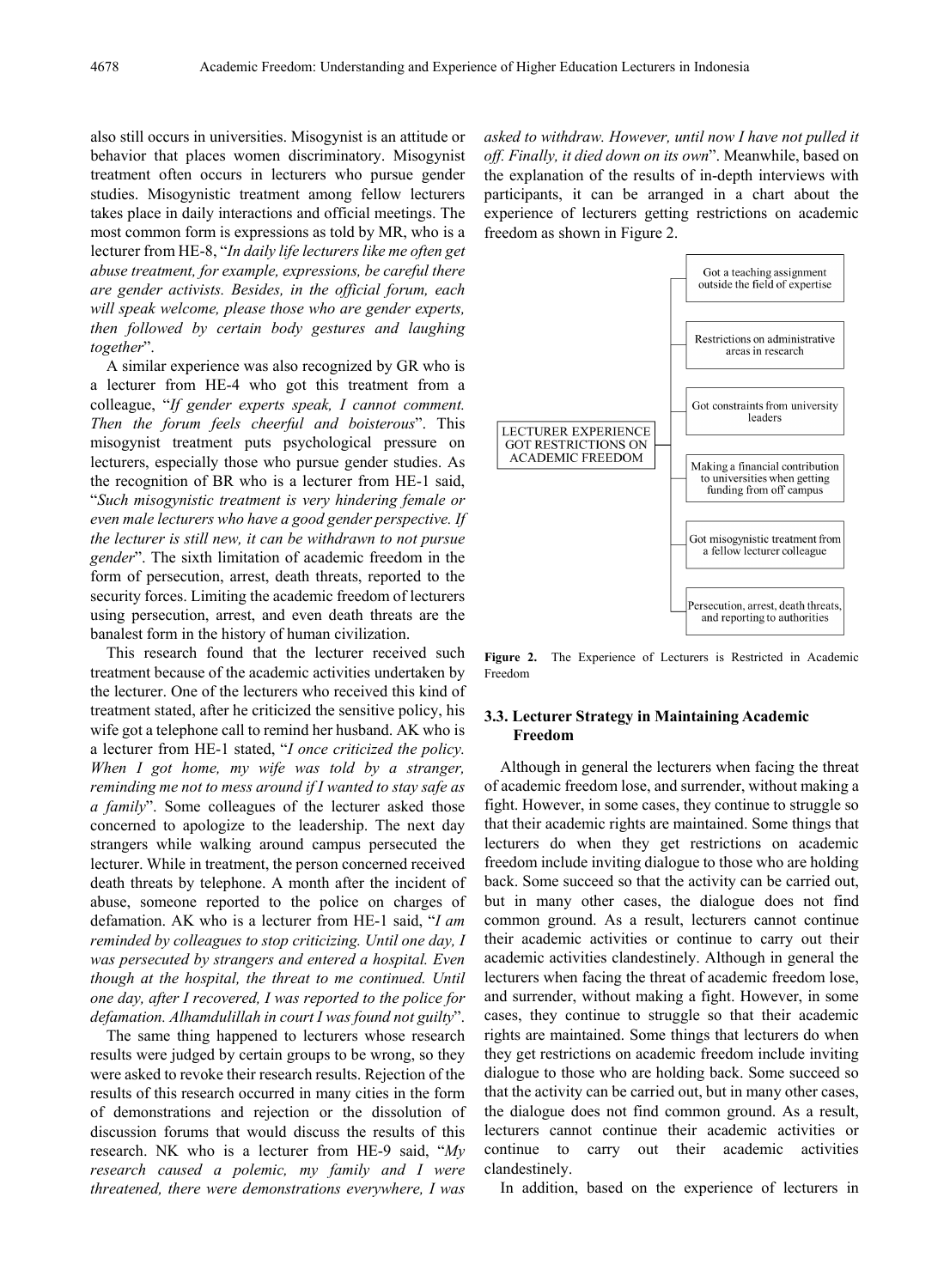also still occurs in universities. Misogynist is an attitude or behavior that places women discriminatory. Misogynist treatment often occurs in lecturers who pursue gender studies. Misogynistic treatment among fellow lecturers takes place in daily interactions and official meetings. The most common form is expressions as told by MR, who is a lecturer from HE-8, "*In daily life lecturers like me often get abuse treatment, for example, expressions, be careful there are gender activists. Besides, in the official forum, each will speak welcome, please those who are gender experts, then followed by certain body gestures and laughing together*".

A similar experience was also recognized by GR who is a lecturer from HE-4 who got this treatment from a colleague, "*If gender experts speak, I cannot comment. Then the forum feels cheerful and boisterous*". This misogynist treatment puts psychological pressure on lecturers, especially those who pursue gender studies. As the recognition of BR who is a lecturer from HE-1 said, "*Such misogynistic treatment is very hindering female or even male lecturers who have a good gender perspective. If the lecturer is still new, it can be withdrawn to not pursue gender*". The sixth limitation of academic freedom in the form of persecution, arrest, death threats, reported to the security forces. Limiting the academic freedom of lecturers using persecution, arrest, and even death threats are the banalest form in the history of human civilization.

This research found that the lecturer received such treatment because of the academic activities undertaken by the lecturer. One of the lecturers who received this kind of treatment stated, after he criticized the sensitive policy, his wife got a telephone call to remind her husband. AK who is a lecturer from HE-1 stated, "*I once criticized the policy. When I got home, my wife was told by a stranger, reminding me not to mess around if I wanted to stay safe as a family*". Some colleagues of the lecturer asked those concerned to apologize to the leadership. The next day strangers while walking around campus persecuted the lecturer. While in treatment, the person concerned received death threats by telephone. A month after the incident of abuse, someone reported to the police on charges of defamation. AK who is a lecturer from HE-1 said, "*I am reminded by colleagues to stop criticizing. Until one day, I was persecuted by strangers and entered a hospital. Even though at the hospital, the threat to me continued. Until one day, after I recovered, I was reported to the police for defamation. Alhamdulillah in court I was found not guilty*".

The same thing happened to lecturers whose research results were judged by certain groups to be wrong, so they were asked to revoke their research results. Rejection of the results of this research occurred in many cities in the form of demonstrations and rejection or the dissolution of discussion forums that would discuss the results of this research. NK who is a lecturer from HE-9 said, "*My research caused a polemic, my family and I were threatened, there were demonstrations everywhere, I was asked to withdraw. However, until now I have not pulled it off. Finally, it died down on its own*". Meanwhile, based on the explanation of the results of in-depth interviews with participants, it can be arranged in a chart about the experience of lecturers getting restrictions on academic freedom as shown in Figure 2.

- LECTURER EXPERIENCE GOT RESTRICTIONS ON ACADEMIC FREEDOM
  - Got a teaching assignment outside the field of expertise
  - Restrictions on administrative areas in research
  - Got constraints from university leaders
  - Making a financial contribution to universities when getting funding from off campus
  - Got misogynistic treatment from a fellow lecturer colleague
  - Persecution, arrest, death threats, and reporting to authorities

**Figure 2.** The Experience of Lecturers is Restricted in Academic Freedom

### 3.3. Lecturer Strategy in Maintaining Academic Freedom

Although in general the lecturers when facing the threat of academic freedom lose, and surrender, without making a fight. However, in some cases, they continue to struggle so that their academic rights are maintained. Some things that lecturers do when they get restrictions on academic freedom include inviting dialogue to those who are holding back. Some succeed so that the activity can be carried out, but in many other cases, the dialogue does not find common ground. As a result, lecturers cannot continue their academic activities or continue to carry out their academic activities clandestinely. Although in general the lecturers when facing the threat of academic freedom lose, and surrender, without making a fight. However, in some cases, they continue to struggle so that their academic rights are maintained. Some things that lecturers do when they get restrictions on academic freedom include inviting dialogue to those who are holding back. Some succeed so that the activity can be carried out, but in many other cases, the dialogue does not find common ground. As a result, lecturers cannot continue their academic activities or continue to carry out their academic activities clandestinely.

In addition, based on the experience of lecturers in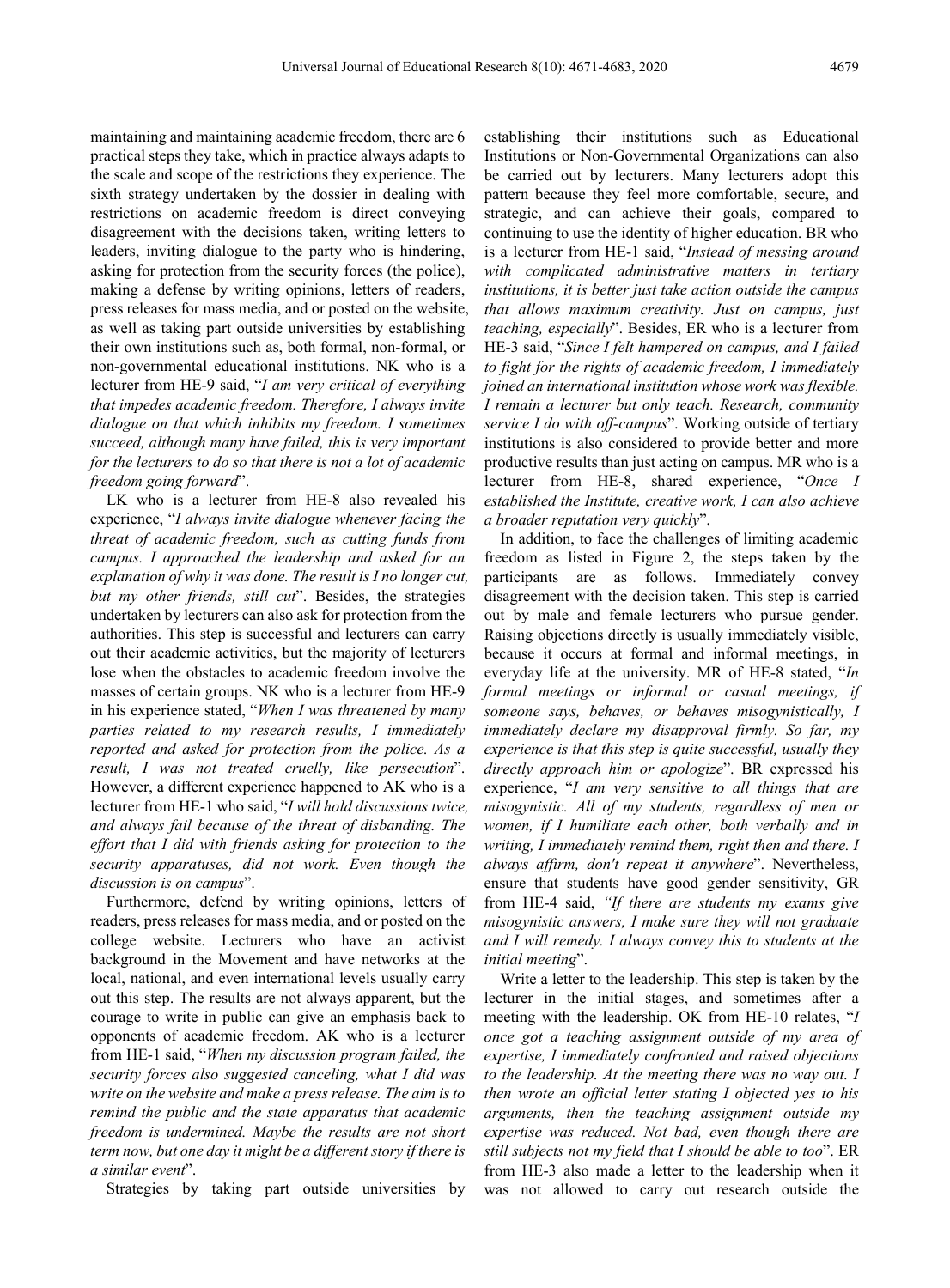maintaining and maintaining academic freedom, there are 6 practical steps they take, which in practice always adapts to the scale and scope of the restrictions they experience. The sixth strategy undertaken by the dossier in dealing with restrictions on academic freedom is direct conveying disagreement with the decisions taken, writing letters to leaders, inviting dialogue to the party who is hindering, asking for protection from the security forces (the police), making a defense by writing opinions, letters of readers, press releases for mass media, and or posted on the website, as well as taking part outside universities by establishing their own institutions such as, both formal, non-formal, or non-governmental educational institutions. NK who is a lecturer from HE-9 said, "*I am very critical of everything that impedes academic freedom. Therefore, I always invite dialogue on that which inhibits my freedom. I sometimes succeed, although many have failed, this is very important for the lecturers to do so that there is not a lot of academic freedom going forward*".

LK who is a lecturer from HE-8 also revealed his experience, "*I always invite dialogue whenever facing the threat of academic freedom, such as cutting funds from campus. I approached the leadership and asked for an explanation of why it was done. The result is I no longer cut, but my other friends, still cut*". Besides, the strategies undertaken by lecturers can also ask for protection from the authorities. This step is successful and lecturers can carry out their academic activities, but the majority of lecturers lose when the obstacles to academic freedom involve the masses of certain groups. NK who is a lecturer from HE-9 in his experience stated, "*When I was threatened by many parties related to my research results, I immediately reported and asked for protection from the police. As a result, I was not treated cruelly, like persecution*". However, a different experience happened to AK who is a lecturer from HE-1 who said, "*I will hold discussions twice, and always fail because of the threat of disbanding. The effort that I did with friends asking for protection to the security apparatuses, did not work. Even though the discussion is on campus*".

Furthermore, defend by writing opinions, letters of readers, press releases for mass media, and or posted on the college website. Lecturers who have an activist background in the Movement and have networks at the local, national, and even international levels usually carry out this step. The results are not always apparent, but the courage to write in public can give an emphasis back to opponents of academic freedom. AK who is a lecturer from HE-1 said, "*When my discussion program failed, the security forces also suggested canceling, what I did was write on the website and make a press release. The aim is to remind the public and the state apparatus that academic freedom is undermined. Maybe the results are not short term now, but one day it might be a different story if there is a similar event*".

Strategies by taking part outside universities by establishing their institutions such as Educational Institutions or Non-Governmental Organizations can also be carried out by lecturers. Many lecturers adopt this pattern because they feel more comfortable, secure, and strategic, and can achieve their goals, compared to continuing to use the identity of higher education. BR who is a lecturer from HE-1 said, "*Instead of messing around with complicated administrative matters in tertiary institutions, it is better just take action outside the campus that allows maximum creativity. Just on campus, just teaching, especially*". Besides, ER who is a lecturer from HE-3 said, "*Since I felt hampered on campus, and I failed to fight for the rights of academic freedom, I immediately joined an international institution whose work was flexible. I remain a lecturer but only teach. Research, community service I do with off-campus*". Working outside of tertiary institutions is also considered to provide better and more productive results than just acting on campus. MR who is a lecturer from HE-8, shared experience, "*Once I established the Institute, creative work, I can also achieve a broader reputation very quickly*".

In addition, to face the challenges of limiting academic freedom as listed in Figure 2, the steps taken by the participants are as follows. Immediately convey disagreement with the decision taken. This step is carried out by male and female lecturers who pursue gender. Raising objections directly is usually immediately visible, because it occurs at formal and informal meetings, in everyday life at the university. MR of HE-8 stated, "*In formal meetings or informal or casual meetings, if someone says, behaves, or behaves misogynistically, I immediately declare my disapproval firmly. So far, my experience is that this step is quite successful, usually they directly approach him or apologize*". BR expressed his experience, "*I am very sensitive to all things that are misogynistic. All of my students, regardless of men or women, if I humiliate each other, both verbally and in writing, I immediately remind them, right then and there. I always affirm, don't repeat it anywhere*". Nevertheless, ensure that students have good gender sensitivity, GR from HE-4 said, *"If there are students my exams give misogynistic answers, I make sure they will not graduate and I will remedy. I always convey this to students at the initial meeting*".

Write a letter to the leadership. This step is taken by the lecturer in the initial stages, and sometimes after a meeting with the leadership. OK from HE-10 relates, "*I once got a teaching assignment outside of my area of expertise, I immediately confronted and raised objections to the leadership. At the meeting there was no way out. I then wrote an official letter stating I objected yes to his arguments, then the teaching assignment outside my expertise was reduced. Not bad, even though there are still subjects not my field that I should be able to too*". ER from HE-3 also made a letter to the leadership when it was not allowed to carry out research outside the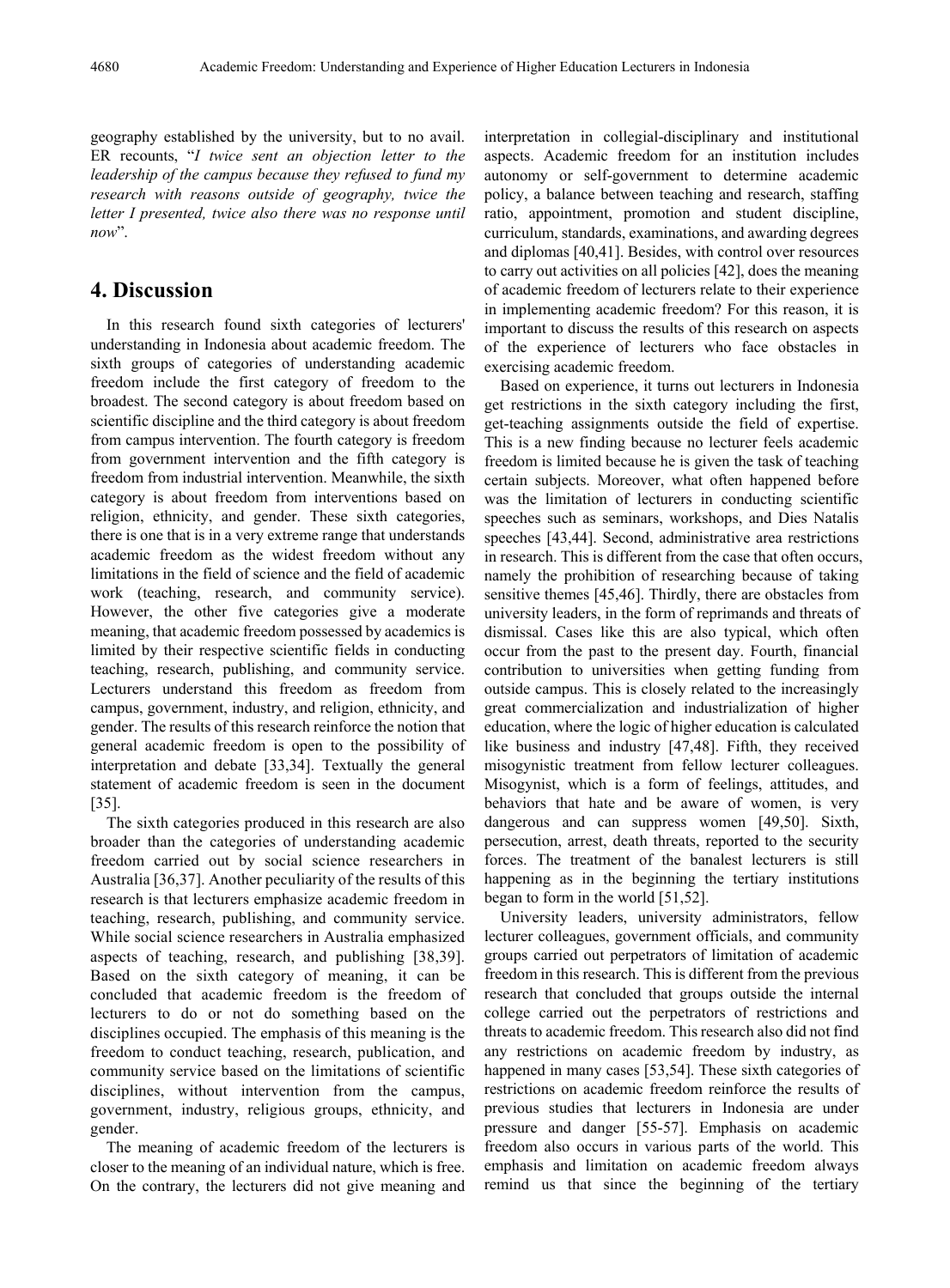geography established by the university, but to no avail. ER recounts, "*I twice sent an objection letter to the leadership of the campus because they refused to fund my research with reasons outside of geography, twice the letter I presented, twice also there was no response until now*".

## 4. Discussion

In this research found sixth categories of lecturers' understanding in Indonesia about academic freedom. The sixth groups of categories of understanding academic freedom include the first category of freedom to the broadest. The second category is about freedom based on scientific discipline and the third category is about freedom from campus intervention. The fourth category is freedom from government intervention and the fifth category is freedom from industrial intervention. Meanwhile, the sixth category is about freedom from interventions based on religion, ethnicity, and gender. These sixth categories, there is one that is in a very extreme range that understands academic freedom as the widest freedom without any limitations in the field of science and the field of academic work (teaching, research, and community service). However, the other five categories give a moderate meaning, that academic freedom possessed by academics is limited by their respective scientific fields in conducting teaching, research, publishing, and community service. Lecturers understand this freedom as freedom from campus, government, industry, and religion, ethnicity, and gender. The results of this research reinforce the notion that general academic freedom is open to the possibility of interpretation and debate [33,34]. Textually the general statement of academic freedom is seen in the document [35].

The sixth categories produced in this research are also broader than the categories of understanding academic freedom carried out by social science researchers in Australia [36,37]. Another peculiarity of the results of this research is that lecturers emphasize academic freedom in teaching, research, publishing, and community service. While social science researchers in Australia emphasized aspects of teaching, research, and publishing [38,39]. Based on the sixth category of meaning, it can be concluded that academic freedom is the freedom of lecturers to do or not do something based on the disciplines occupied. The emphasis of this meaning is the freedom to conduct teaching, research, publication, and community service based on the limitations of scientific disciplines, without intervention from the campus, government, industry, religious groups, ethnicity, and gender.

The meaning of academic freedom of the lecturers is closer to the meaning of an individual nature, which is free. On the contrary, the lecturers did not give meaning and interpretation in collegial-disciplinary and institutional aspects. Academic freedom for an institution includes autonomy or self-government to determine academic policy, a balance between teaching and research, staffing ratio, appointment, promotion and student discipline, curriculum, standards, examinations, and awarding degrees and diplomas [40,41]. Besides, with control over resources to carry out activities on all policies [42], does the meaning of academic freedom of lecturers relate to their experience in implementing academic freedom? For this reason, it is important to discuss the results of this research on aspects of the experience of lecturers who face obstacles in exercising academic freedom.

Based on experience, it turns out lecturers in Indonesia get restrictions in the sixth category including the first, get-teaching assignments outside the field of expertise. This is a new finding because no lecturer feels academic freedom is limited because he is given the task of teaching certain subjects. Moreover, what often happened before was the limitation of lecturers in conducting scientific speeches such as seminars, workshops, and Dies Natalis speeches [43,44]. Second, administrative area restrictions in research. This is different from the case that often occurs, namely the prohibition of researching because of taking sensitive themes [45,46]. Thirdly, there are obstacles from university leaders, in the form of reprimands and threats of dismissal. Cases like this are also typical, which often occur from the past to the present day. Fourth, financial contribution to universities when getting funding from outside campus. This is closely related to the increasingly great commercialization and industrialization of higher education, where the logic of higher education is calculated like business and industry [47,48]. Fifth, they received misogynistic treatment from fellow lecturer colleagues. Misogynist, which is a form of feelings, attitudes, and behaviors that hate and be aware of women, is very dangerous and can suppress women [49,50]. Sixth, persecution, arrest, death threats, reported to the security forces. The treatment of the banalest lecturers is still happening as in the beginning the tertiary institutions began to form in the world [51,52].

University leaders, university administrators, fellow lecturer colleagues, government officials, and community groups carried out perpetrators of limitation of academic freedom in this research. This is different from the previous research that concluded that groups outside the internal college carried out the perpetrators of restrictions and threats to academic freedom. This research also did not find any restrictions on academic freedom by industry, as happened in many cases [53,54]. These sixth categories of restrictions on academic freedom reinforce the results of previous studies that lecturers in Indonesia are under pressure and danger [55-57]. Emphasis on academic freedom also occurs in various parts of the world. This emphasis and limitation on academic freedom always remind us that since the beginning of the tertiary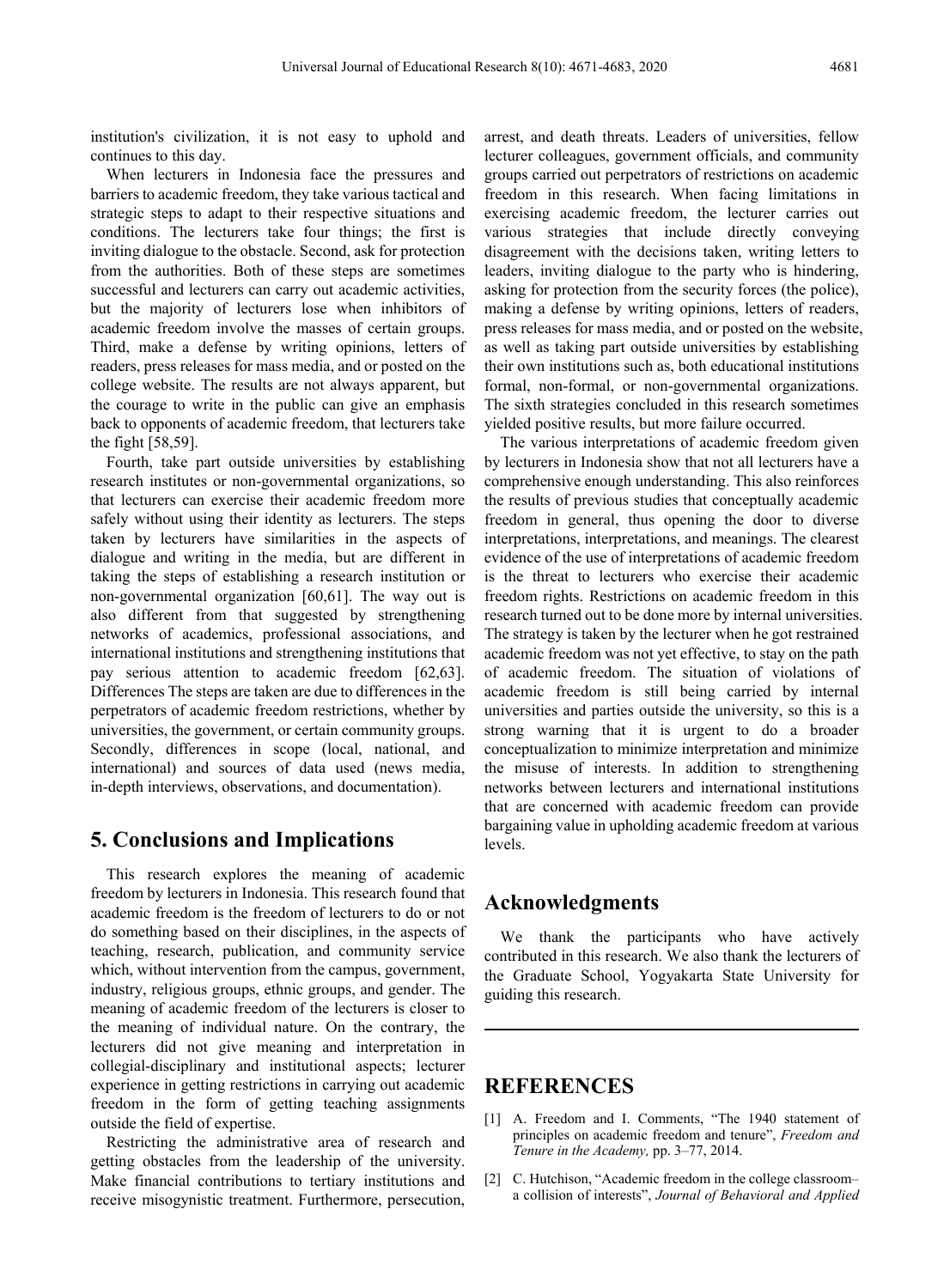institution's civilization, it is not easy to uphold and continues to this day.

When lecturers in Indonesia face the pressures and barriers to academic freedom, they take various tactical and strategic steps to adapt to their respective situations and conditions. The lecturers take four things; the first is inviting dialogue to the obstacle. Second, ask for protection from the authorities. Both of these steps are sometimes successful and lecturers can carry out academic activities, but the majority of lecturers lose when inhibitors of academic freedom involve the masses of certain groups. Third, make a defense by writing opinions, letters of readers, press releases for mass media, and or posted on the college website. The results are not always apparent, but the courage to write in the public can give an emphasis back to opponents of academic freedom, that lecturers take the fight [58,59].

Fourth, take part outside universities by establishing research institutes or non-governmental organizations, so that lecturers can exercise their academic freedom more safely without using their identity as lecturers. The steps taken by lecturers have similarities in the aspects of dialogue and writing in the media, but are different in taking the steps of establishing a research institution or non-governmental organization [60,61]. The way out is also different from that suggested by strengthening networks of academics, professional associations, and international institutions and strengthening institutions that pay serious attention to academic freedom [62,63]. Differences The steps are taken are due to differences in the perpetrators of academic freedom restrictions, whether by universities, the government, or certain community groups. Secondly, differences in scope (local, national, and international) and sources of data used (news media, in-depth interviews, observations, and documentation).

## 5. Conclusions and Implications

This research explores the meaning of academic freedom by lecturers in Indonesia. This research found that academic freedom is the freedom of lecturers to do or not do something based on their disciplines, in the aspects of teaching, research, publication, and community service which, without intervention from the campus, government, industry, religious groups, ethnic groups, and gender. The meaning of academic freedom of the lecturers is closer to the meaning of individual nature. On the contrary, the lecturers did not give meaning and interpretation in collegial-disciplinary and institutional aspects; lecturer experience in getting restrictions in carrying out academic freedom in the form of getting teaching assignments outside the field of expertise.

Restricting the administrative area of research and getting obstacles from the leadership of the university. Make financial contributions to tertiary institutions and receive misogynistic treatment. Furthermore, persecution, arrest, and death threats. Leaders of universities, fellow lecturer colleagues, government officials, and community groups carried out perpetrators of restrictions on academic freedom in this research. When facing limitations in exercising academic freedom, the lecturer carries out various strategies that include directly conveying disagreement with the decisions taken, writing letters to leaders, inviting dialogue to the party who is hindering, asking for protection from the security forces (the police), making a defense by writing opinions, letters of readers, press releases for mass media, and or posted on the website, as well as taking part outside universities by establishing their own institutions such as, both educational institutions formal, non-formal, or non-governmental organizations. The sixth strategies concluded in this research sometimes yielded positive results, but more failure occurred.

The various interpretations of academic freedom given by lecturers in Indonesia show that not all lecturers have a comprehensive enough understanding. This also reinforces the results of previous studies that conceptually academic freedom in general, thus opening the door to diverse interpretations, interpretations, and meanings. The clearest evidence of the use of interpretations of academic freedom is the threat to lecturers who exercise their academic freedom rights. Restrictions on academic freedom in this research turned out to be done more by internal universities. The strategy is taken by the lecturer when he got restrained academic freedom was not yet effective, to stay on the path of academic freedom. The situation of violations of academic freedom is still being carried by internal universities and parties outside the university, so this is a strong warning that it is urgent to do a broader conceptualization to minimize interpretation and minimize the misuse of interests. In addition to strengthening networks between lecturers and international institutions that are concerned with academic freedom can provide bargaining value in upholding academic freedom at various levels.

## Acknowledgments

We thank the participants who have actively contributed in this research. We also thank the lecturers of the Graduate School, Yogyakarta State University for guiding this research.

## REFERENCES

[1] A. Freedom and I. Comments, "The 1940 statement of principles on academic freedom and tenure", *Freedom and Tenure in the Academy,* pp. 3–77, 2014.

[2] C. Hutchison, "Academic freedom in the college classroom– a collision of interests", *Journal of Behavioral and Applied*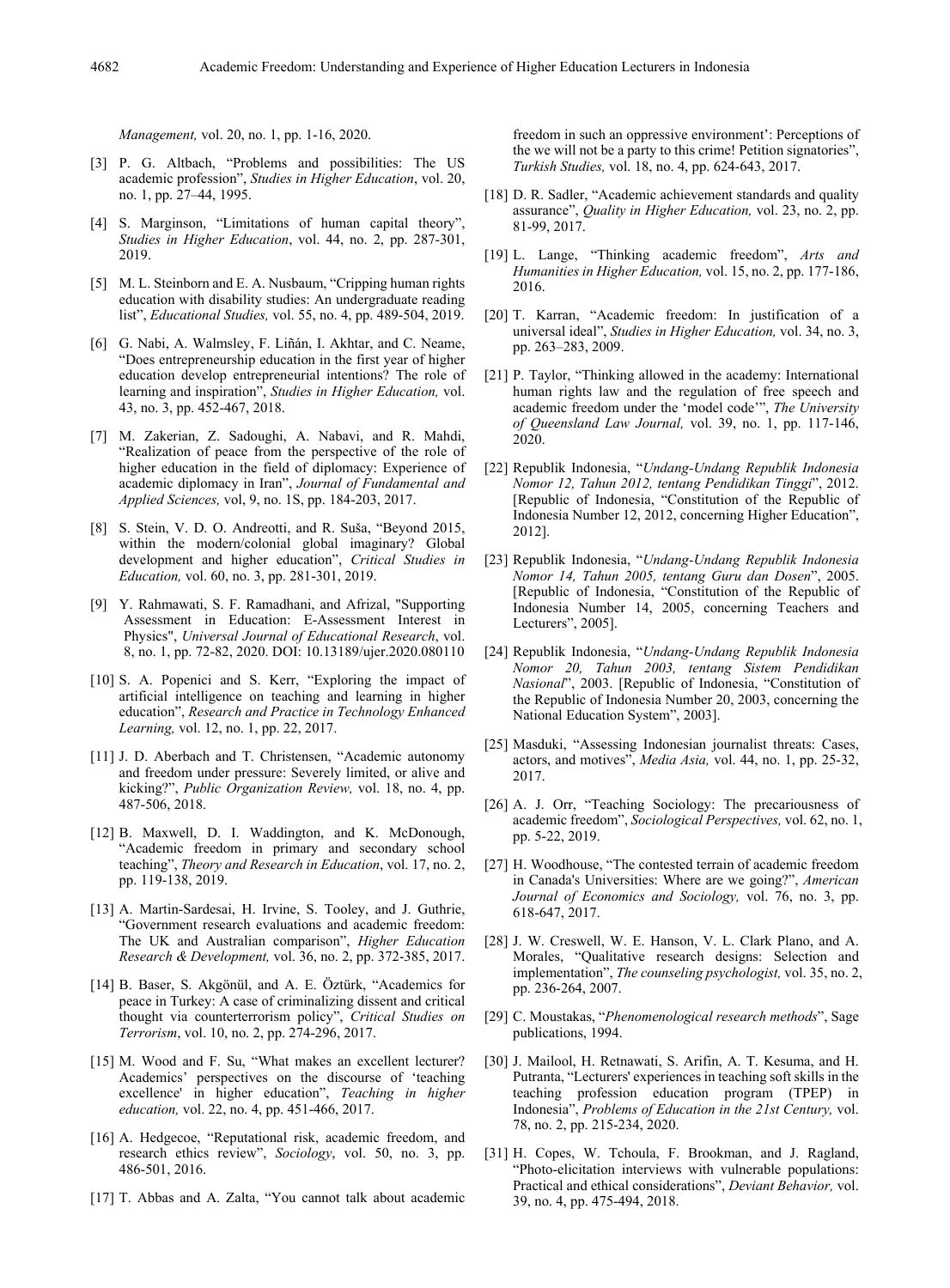*Management,* vol. 20, no. 1, pp. 1-16, 2020.

[3] P. G. Altbach, "Problems and possibilities: The US academic profession", *Studies in Higher Education*, vol. 20, no. 1, pp. 27–44, 1995.

[4] S. Marginson, "Limitations of human capital theory", *Studies in Higher Education*, vol. 44, no. 2, pp. 287-301, 2019.

[5] M. L. Steinborn and E. A. Nusbaum, "Cripping human rights education with disability studies: An undergraduate reading list", *Educational Studies,* vol. 55, no. 4, pp. 489-504, 2019.

[6] G. Nabi, A. Walmsley, F. Liñán, I. Akhtar, and C. Neame, "Does entrepreneurship education in the first year of higher education develop entrepreneurial intentions? The role of learning and inspiration", *Studies in Higher Education,* vol. 43, no. 3, pp. 452-467, 2018.

[7] M. Zakerian, Z. Sadoughi, A. Nabavi, and R. Mahdi, "Realization of peace from the perspective of the role of higher education in the field of diplomacy: Experience of academic diplomacy in Iran", *Journal of Fundamental and Applied Sciences,* vol, 9, no. 1S, pp. 184-203, 2017.

[8] S. Stein, V. D. O. Andreotti, and R. Suša, "Beyond 2015, within the modern/colonial global imaginary? Global development and higher education", *Critical Studies in Education,* vol. 60, no. 3, pp. 281-301, 2019.

[9] Y. Rahmawati, S. F. Ramadhani, and Afrizal, "Supporting Assessment in Education: E-Assessment Interest in Physics", *Universal Journal of Educational Research*, vol. 8, no. 1, pp. 72-82, 2020. DOI: 10.13189/ujer.2020.080110

[10] S. A. Popenici and S. Kerr, "Exploring the impact of artificial intelligence on teaching and learning in higher education", *Research and Practice in Technology Enhanced Learning,* vol. 12, no. 1, pp. 22, 2017.

[11] J. D. Aberbach and T. Christensen, "Academic autonomy and freedom under pressure: Severely limited, or alive and kicking?", *Public Organization Review,* vol. 18, no. 4, pp. 487-506, 2018.

[12] B. Maxwell, D. I. Waddington, and K. McDonough, "Academic freedom in primary and secondary school teaching", *Theory and Research in Education*, vol. 17, no. 2, pp. 119-138, 2019.

[13] A. Martin-Sardesai, H. Irvine, S. Tooley, and J. Guthrie, "Government research evaluations and academic freedom: The UK and Australian comparison", *Higher Education Research & Development,* vol. 36, no. 2, pp. 372-385, 2017.

[14] B. Baser, S. Akgönül, and A. E. Öztürk, "Academics for peace in Turkey: A case of criminalizing dissent and critical thought via counterterrorism policy", *Critical Studies on Terrorism*, vol. 10, no. 2, pp. 274-296, 2017.

[15] M. Wood and F. Su, "What makes an excellent lecturer? Academics' perspectives on the discourse of 'teaching excellence' in higher education", *Teaching in higher education,* vol. 22, no. 4, pp. 451-466, 2017.

[16] A. Hedgecoe, "Reputational risk, academic freedom, and research ethics review", *Sociology*, vol. 50, no. 3, pp. 486-501, 2016.

[17] T. Abbas and A. Zalta, "You cannot talk about academic freedom in such an oppressive environment': Perceptions of the we will not be a party to this crime! Petition signatories", *Turkish Studies,* vol. 18, no. 4, pp. 624-643, 2017.

[18] D. R. Sadler, "Academic achievement standards and quality assurance", *Quality in Higher Education,* vol. 23, no. 2, pp. 81-99, 2017.

[19] L. Lange, "Thinking academic freedom", *Arts and Humanities in Higher Education,* vol. 15, no. 2, pp. 177-186, 2016.

[20] T. Karran, "Academic freedom: In justification of a universal ideal", *Studies in Higher Education,* vol. 34, no. 3, pp. 263–283, 2009.

[21] P. Taylor, "Thinking allowed in the academy: International human rights law and the regulation of free speech and academic freedom under the 'model code'", *The University of Queensland Law Journal,* vol. 39, no. 1, pp. 117-146, 2020.

[22] Republik Indonesia, "*Undang-Undang Republik Indonesia Nomor 12, Tahun 2012, tentang Pendidikan Tinggi*", 2012. [Republic of Indonesia, "Constitution of the Republic of Indonesia Number 12, 2012, concerning Higher Education", 2012].

[23] Republik Indonesia, "*Undang-Undang Republik Indonesia Nomor 14, Tahun 2005, tentang Guru dan Dosen*", 2005. [Republic of Indonesia, "Constitution of the Republic of Indonesia Number 14, 2005, concerning Teachers and Lecturers", 2005].

[24] Republik Indonesia, "*Undang-Undang Republik Indonesia Nomor 20, Tahun 2003, tentang Sistem Pendidikan Nasional*", 2003. [Republic of Indonesia, "Constitution of the Republic of Indonesia Number 20, 2003, concerning the National Education System", 2003].

[25] Masduki, "Assessing Indonesian journalist threats: Cases, actors, and motives", *Media Asia,* vol. 44, no. 1, pp. 25-32, 2017.

[26] A. J. Orr, "Teaching Sociology: The precariousness of academic freedom", *Sociological Perspectives,* vol. 62, no. 1, pp. 5-22, 2019.

[27] H. Woodhouse, "The contested terrain of academic freedom in Canada's Universities: Where are we going?", *American Journal of Economics and Sociology,* vol. 76, no. 3, pp. 618-647, 2017.

[28] J. W. Creswell, W. E. Hanson, V. L. Clark Plano, and A. Morales, "Qualitative research designs: Selection and implementation", *The counseling psychologist,* vol. 35, no. 2, pp. 236-264, 2007.

[29] C. Moustakas, "*Phenomenological research methods*", Sage publications, 1994.

[30] J. Mailool, H. Retnawati, S. Arifin, A. T. Kesuma, and H. Putranta, "Lecturers' experiences in teaching soft skills in the teaching profession education program (TPEP) in Indonesia", *Problems of Education in the 21st Century,* vol. 78, no. 2, pp. 215-234, 2020.

[31] H. Copes, W. Tchoula, F. Brookman, and J. Ragland, "Photo-elicitation interviews with vulnerable populations: Practical and ethical considerations", *Deviant Behavior,* vol. 39, no. 4, pp. 475-494, 2018.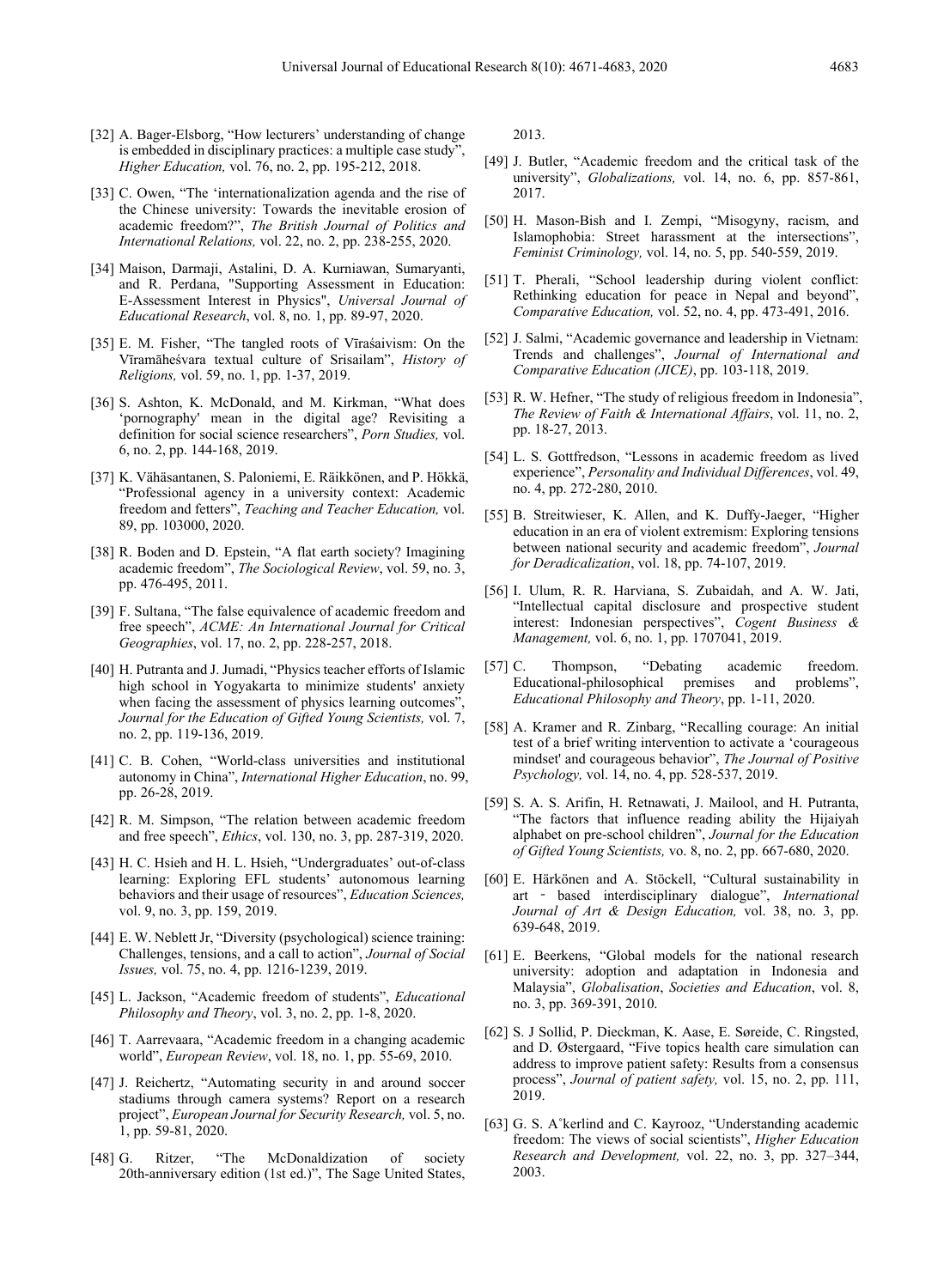[32] A. Bager-Elsborg, "How lecturers' understanding of change is embedded in disciplinary practices: a multiple case study", *Higher Education,* vol. 76, no. 2, pp. 195-212, 2018.

[33] C. Owen, "The 'internationalization agenda and the rise of the Chinese university: Towards the inevitable erosion of academic freedom?", *The British Journal of Politics and International Relations,* vol. 22, no. 2, pp. 238-255, 2020.

[34] Maison, Darmaji, Astalini, D. A. Kurniawan, Sumaryanti, and R. Perdana, "Supporting Assessment in Education: E-Assessment Interest in Physics", *Universal Journal of Educational Research*, vol. 8, no. 1, pp. 89-97, 2020.

[35] E. M. Fisher, "The tangled roots of Vīraśaivism: On the Vīramāheśvara textual culture of Srisailam", *History of Religions,* vol. 59, no. 1, pp. 1-37, 2019.

[36] S. Ashton, K. McDonald, and M. Kirkman, "What does 'pornography' mean in the digital age? Revisiting a definition for social science researchers", *Porn Studies,* vol. 6, no. 2, pp. 144-168, 2019.

[37] K. Vähäsantanen, S. Paloniemi, E. Räikkönen, and P. Hökkä, "Professional agency in a university context: Academic freedom and fetters", *Teaching and Teacher Education,* vol. 89, pp. 103000, 2020.

[38] R. Boden and D. Epstein, "A flat earth society? Imagining academic freedom", *The Sociological Review*, vol. 59, no. 3, pp. 476-495, 2011.

[39] F. Sultana, "The false equivalence of academic freedom and free speech", *ACME: An International Journal for Critical Geographies*, vol. 17, no. 2, pp. 228-257, 2018.

[40] H. Putranta and J. Jumadi, "Physics teacher efforts of Islamic high school in Yogyakarta to minimize students' anxiety when facing the assessment of physics learning outcomes", *Journal for the Education of Gifted Young Scientists,* vol. 7, no. 2, pp. 119-136, 2019.

[41] C. B. Cohen, "World-class universities and institutional autonomy in China", *International Higher Education*, no. 99, pp. 26-28, 2019.

[42] R. M. Simpson, "The relation between academic freedom and free speech", *Ethics*, vol. 130, no. 3, pp. 287-319, 2020.

[43] H. C. Hsieh and H. L. Hsieh, "Undergraduates' out-of-class learning: Exploring EFL students' autonomous learning behaviors and their usage of resources", *Education Sciences,* vol. 9, no. 3, pp. 159, 2019.

[44] E. W. Neblett Jr, "Diversity (psychological) science training: Challenges, tensions, and a call to action", *Journal of Social Issues,* vol. 75, no. 4, pp. 1216-1239, 2019.

[45] L. Jackson, "Academic freedom of students", *Educational Philosophy and Theory*, vol. 3, no. 2, pp. 1-8, 2020.

[46] T. Aarrevaara, "Academic freedom in a changing academic world", *European Review*, vol. 18, no. 1, pp. 55-69, 2010.

[47] J. Reichertz, "Automating security in and around soccer stadiums through camera systems? Report on a research project", *European Journal for Security Research,* vol. 5, no. 1, pp. 59-81, 2020.

[48] G. Ritzer, "The McDonaldization of society 20th-anniversary edition (1st ed.)", The Sage United States, 2013.

[49] J. Butler, "Academic freedom and the critical task of the university", *Globalizations,* vol. 14, no. 6, pp. 857-861, 2017.

[50] H. Mason-Bish and I. Zempi, "Misogyny, racism, and Islamophobia: Street harassment at the intersections", *Feminist Criminology,* vol. 14, no. 5, pp. 540-559, 2019.

[51] T. Pherali, "School leadership during violent conflict: Rethinking education for peace in Nepal and beyond", *Comparative Education,* vol. 52, no. 4, pp. 473-491, 2016.

[52] J. Salmi, "Academic governance and leadership in Vietnam: Trends and challenges", *Journal of International and Comparative Education (JICE)*, pp. 103-118, 2019.

[53] R. W. Hefner, "The study of religious freedom in Indonesia", *The Review of Faith & International Affairs*, vol. 11, no. 2, pp. 18-27, 2013.

[54] L. S. Gottfredson, "Lessons in academic freedom as lived experience", *Personality and Individual Differences*, vol. 49, no. 4, pp. 272-280, 2010.

[55] B. Streitwieser, K. Allen, and K. Duffy-Jaeger, "Higher education in an era of violent extremism: Exploring tensions between national security and academic freedom", *Journal for Deradicalization*, vol. 18, pp. 74-107, 2019.

[56] I. Ulum, R. R. Harviana, S. Zubaidah, and A. W. Jati, "Intellectual capital disclosure and prospective student interest: Indonesian perspectives", *Cogent Business & Management,* vol. 6, no. 1, pp. 1707041, 2019.

[57] C. Thompson, "Debating academic freedom. Educational-philosophical premises and problems", *Educational Philosophy and Theory*, pp. 1-11, 2020.

[58] A. Kramer and R. Zinbarg, "Recalling courage: An initial test of a brief writing intervention to activate a 'courageous mindset' and courageous behavior", *The Journal of Positive Psychology,* vol. 14, no. 4, pp. 528-537, 2019.

[59] S. A. S. Arifin, H. Retnawati, J. Mailool, and H. Putranta, "The factors that influence reading ability the Hijaiyah alphabet on pre-school children", *Journal for the Education of Gifted Young Scientists,* vo. 8, no. 2, pp. 667-680, 2020.

[60] E. Härkönen and A. Stöckell, "Cultural sustainability in art ‐ based interdisciplinary dialogue", *International Journal of Art & Design Education,* vol. 38, no. 3, pp. 639-648, 2019.

[61] E. Beerkens, "Global models for the national research university: adoption and adaptation in Indonesia and Malaysia", *Globalisation*, *Societies and Education*, vol. 8, no. 3, pp. 369-391, 2010.

[62] S. J Sollid, P. Dieckman, K. Aase, E. Søreide, C. Ringsted, and D. Østergaard, "Five topics health care simulation can address to improve patient safety: Results from a consensus process", *Journal of patient safety,* vol. 15, no. 2, pp. 111, 2019.

[63] G. S. Åkerlind and C. Kayrooz, "Understanding academic freedom: The views of social scientists", *Higher Education Research and Development,* vol. 22, no. 3, pp. 327–344, 2003.